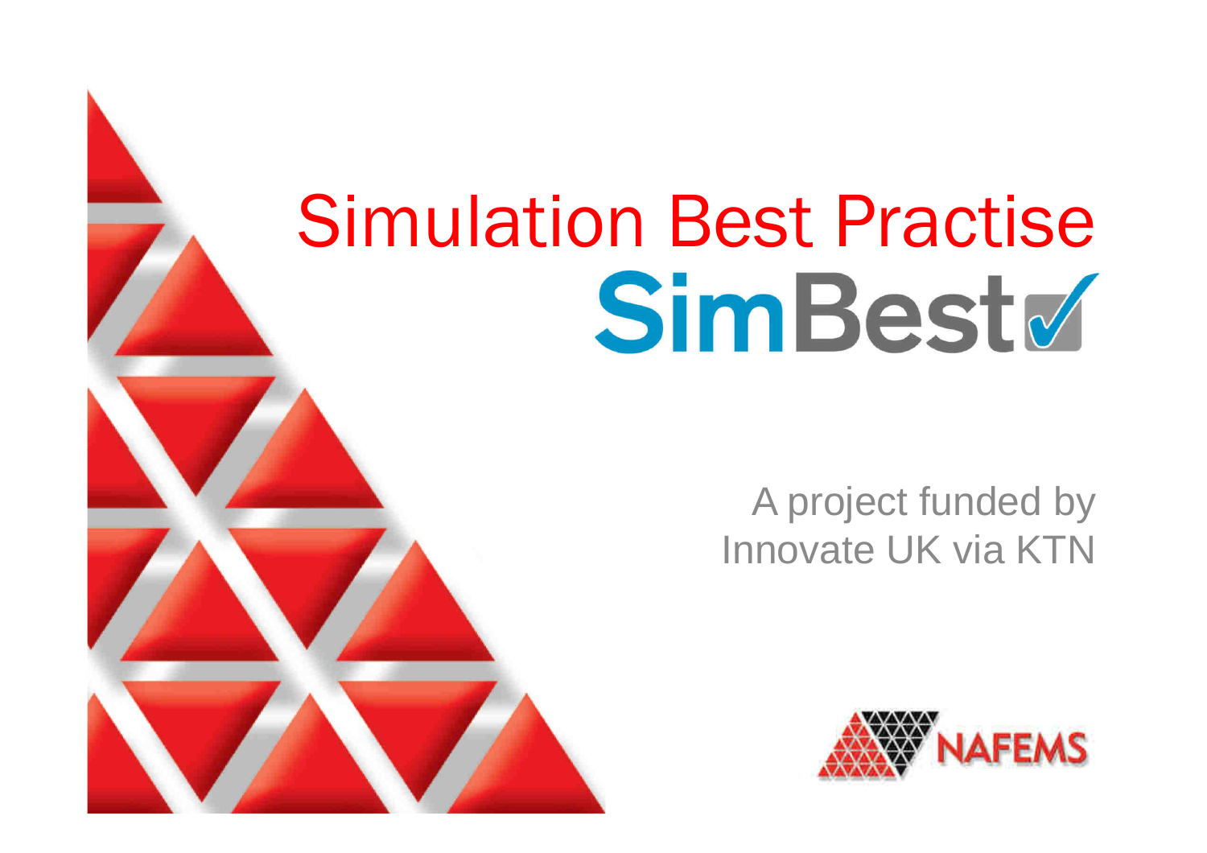# Simulation Best Practise

## SimBest

A project funded by
Innovate UK via KTN

NAFEMS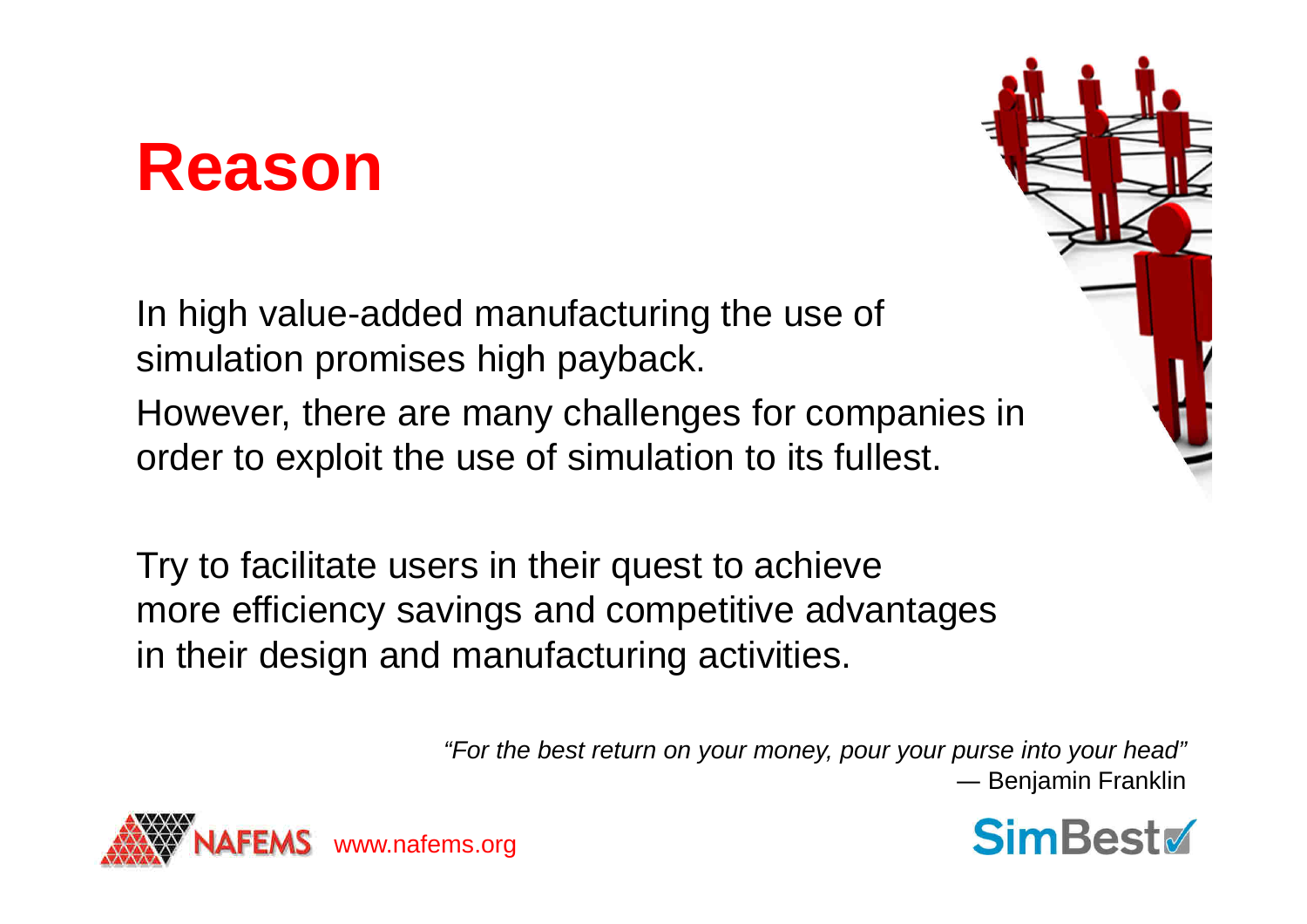# Reason

In high value-added manufacturing the use of simulation promises high payback.

However, there are many challenges for companies in order to exploit the use of simulation to its fullest.

Try to facilitate users in their quest to achieve more efficiency savings and competitive advantages in their design and manufacturing activities.

*"For the best return on your money, pour your purse into your head"*
— Benjamin Franklin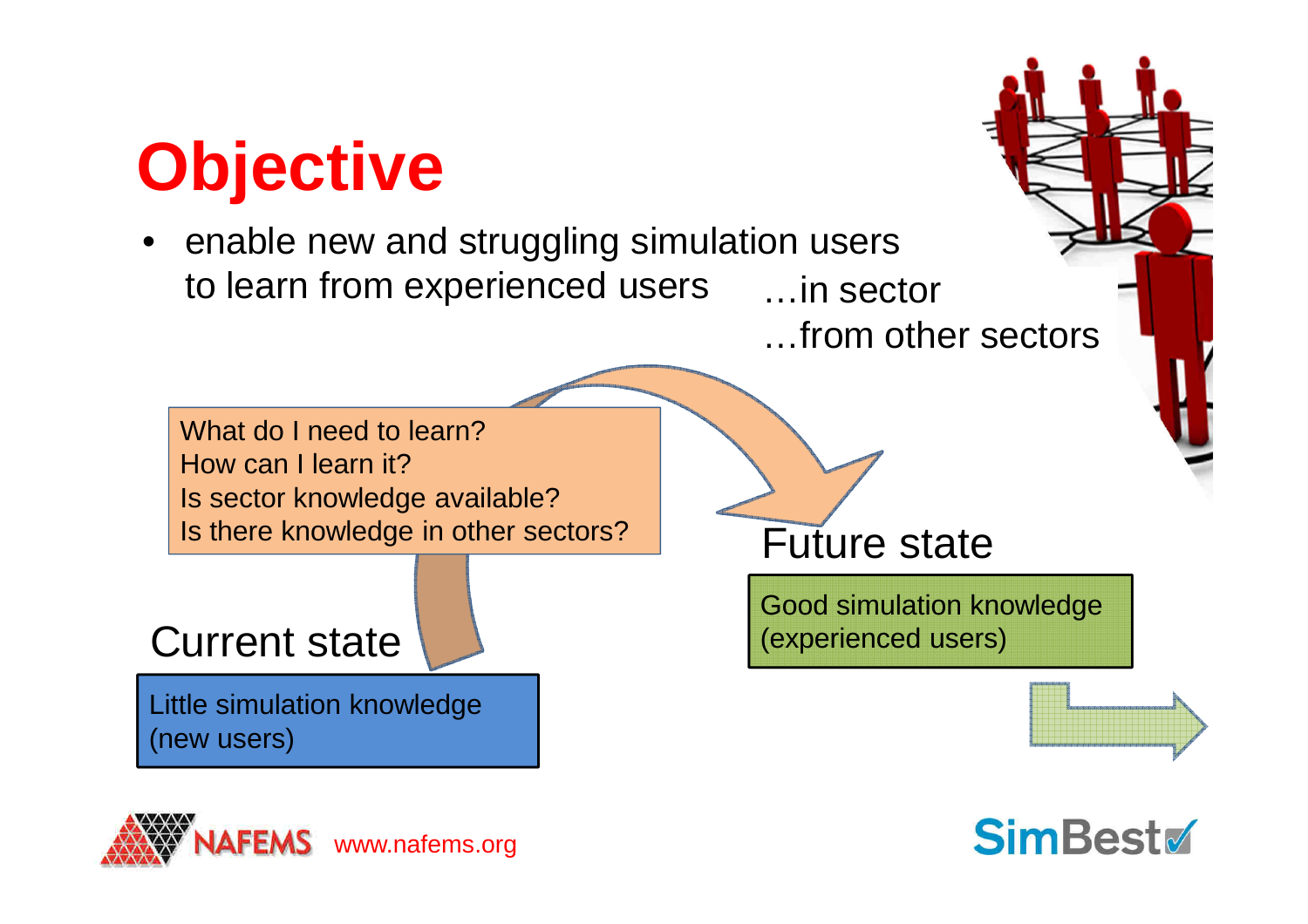# Objective

- enable new and struggling simulation users to learn from experienced users
  - …in sector
  - …from other sectors

What do I need to learn?
How can I learn it?
Is sector knowledge available?
Is there knowledge in other sectors?

Current state

Little simulation knowledge (new users)

Future state

Good simulation knowledge (experienced users)

www.nafems.org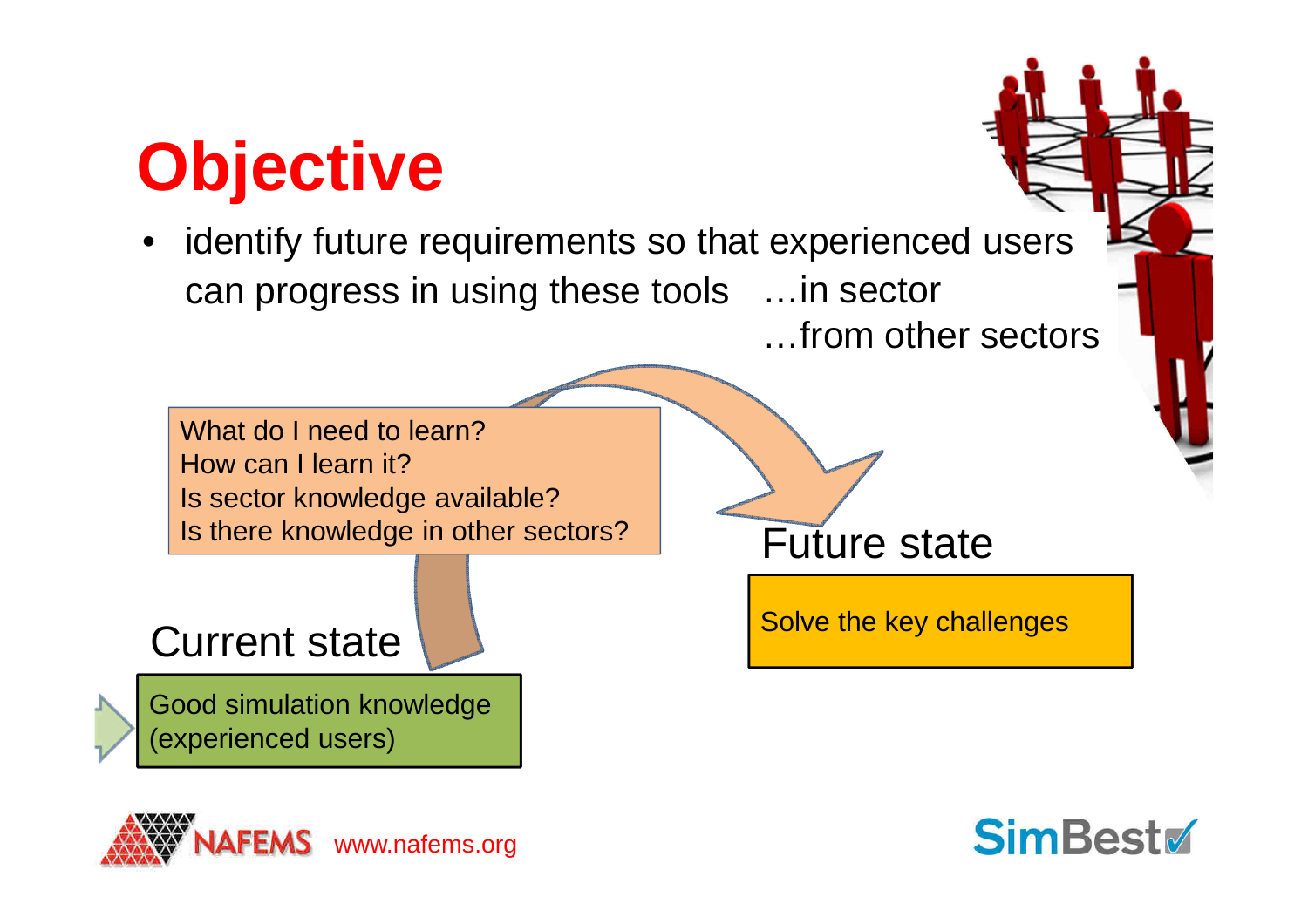# Objective

- identify future requirements so that experienced users can progress in using these tools …in sector
  …from other sectors

What do I need to learn?
How can I learn it?
Is sector knowledge available?
Is there knowledge in other sectors?

Current state

Good simulation knowledge (experienced users)

Future state

Solve the key challenges

www.nafems.org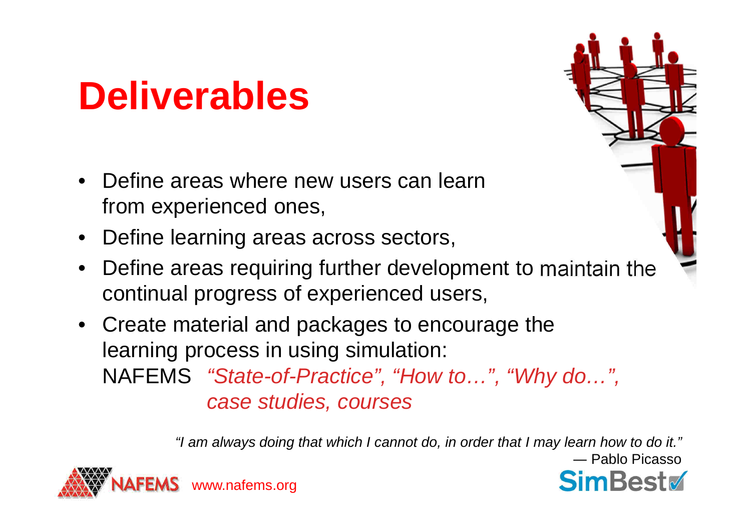# Deliverables

- Define areas where new users can learn from experienced ones,
- Define learning areas across sectors,
- Define areas requiring further development to maintain the continual progress of experienced users,
- Create material and packages to encourage the learning process in using simulation:
  NAFEMS *"State-of-Practice", "How to…", "Why do…", case studies, courses*

*"I am always doing that which I cannot do, in order that I may learn how to do it."*
— Pablo Picasso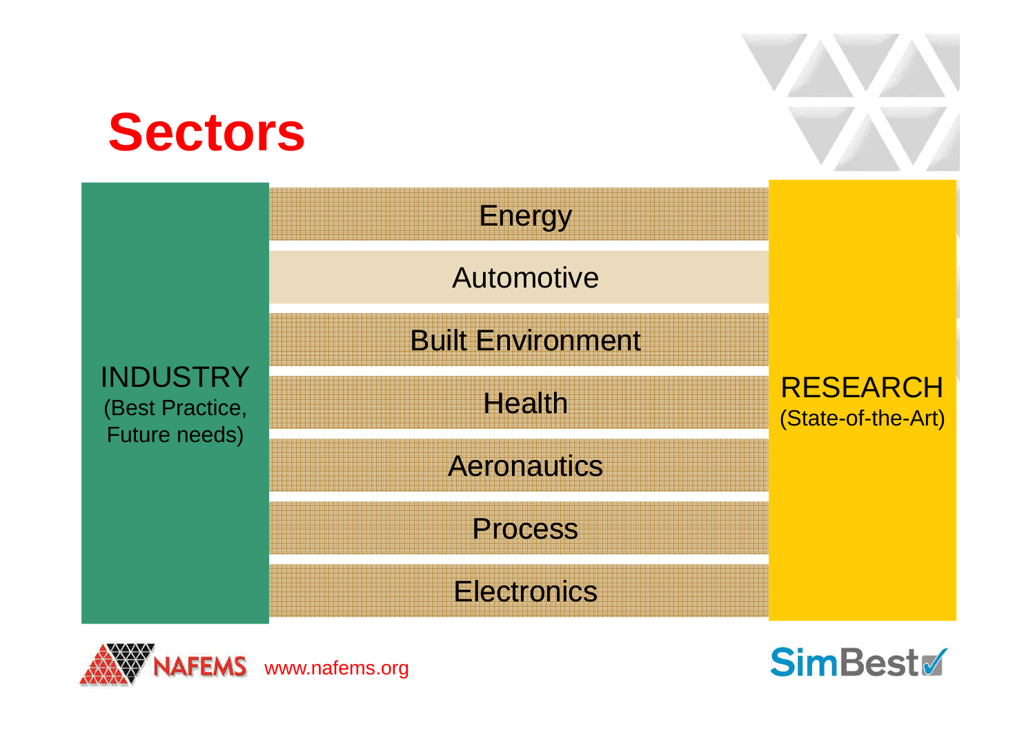# Sectors

**INDUSTRY** (Best Practice, Future needs)

- Energy
- Automotive
- Built Environment
- Health
- Aeronautics
- Process
- Electronics

**RESEARCH** (State-of-the-Art)

www.nafems.org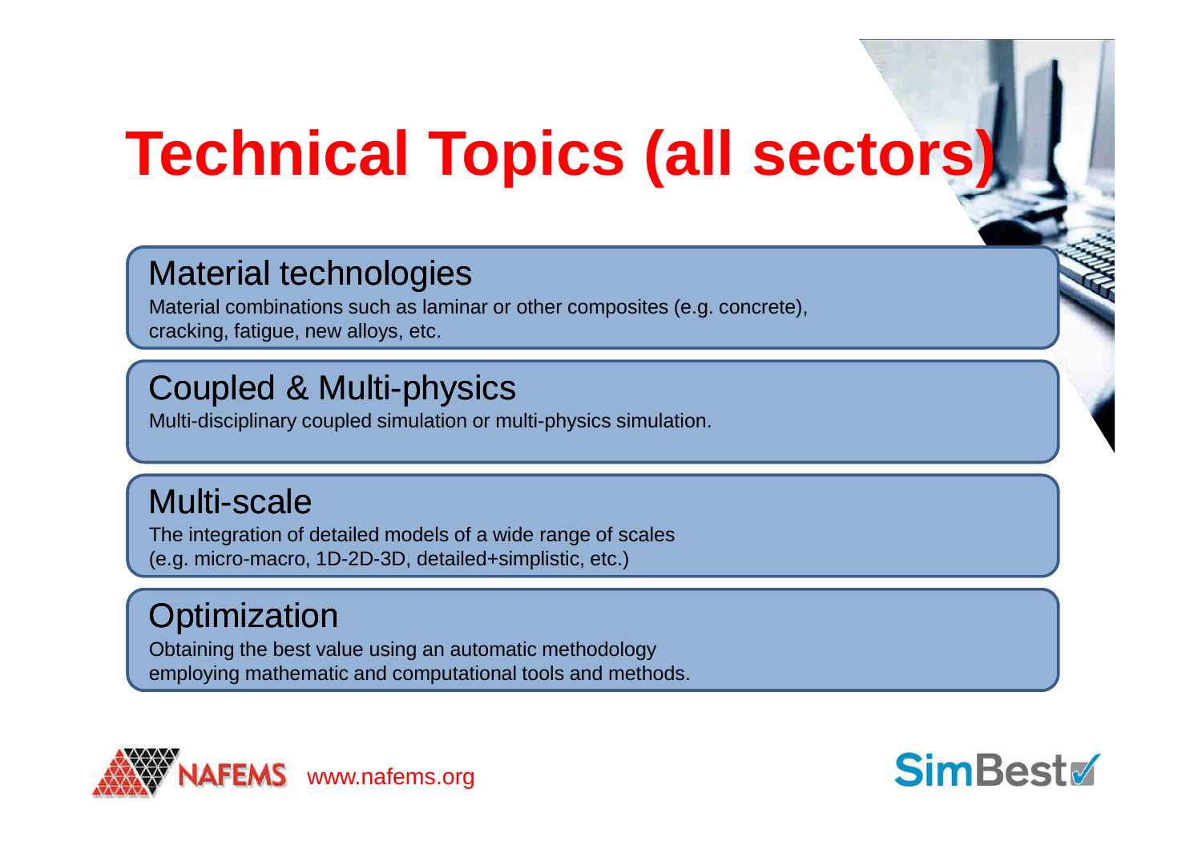# Technical Topics (all sectors)

## Material technologies

Material combinations such as laminar or other composites (e.g. concrete), cracking, fatigue, new alloys, etc.

## Coupled & Multi-physics

Multi-disciplinary coupled simulation or multi-physics simulation.

## Multi-scale

The integration of detailed models of a wide range of scales (e.g. micro-macro, 1D-2D-3D, detailed+simplistic, etc.)

## Optimization

Obtaining the best value using an automatic methodology employing mathematic and computational tools and methods.

NAFEMS www.nafems.org

SimBest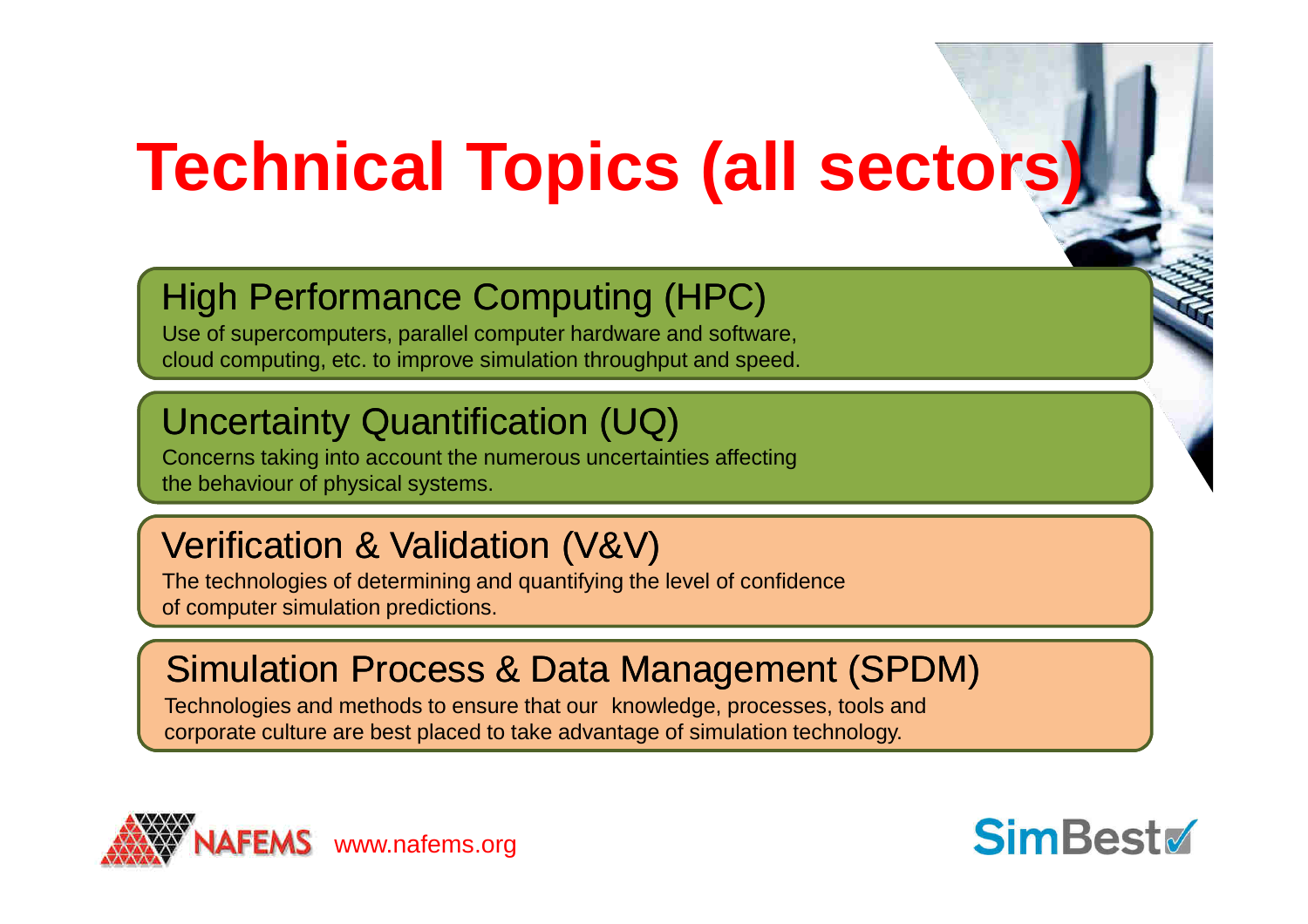# Technical Topics (all sectors)

## High Performance Computing (HPC)

Use of supercomputers, parallel computer hardware and software, cloud computing, etc. to improve simulation throughput and speed.

## Uncertainty Quantification (UQ)

Concerns taking into account the numerous uncertainties affecting the behaviour of physical systems.

## Verification & Validation (V&V)

The technologies of determining and quantifying the level of confidence of computer simulation predictions.

## Simulation Process & Data Management (SPDM)

Technologies and methods to ensure that our knowledge, processes, tools and corporate culture are best placed to take advantage of simulation technology.

NAFEMS www.nafems.org

SimBest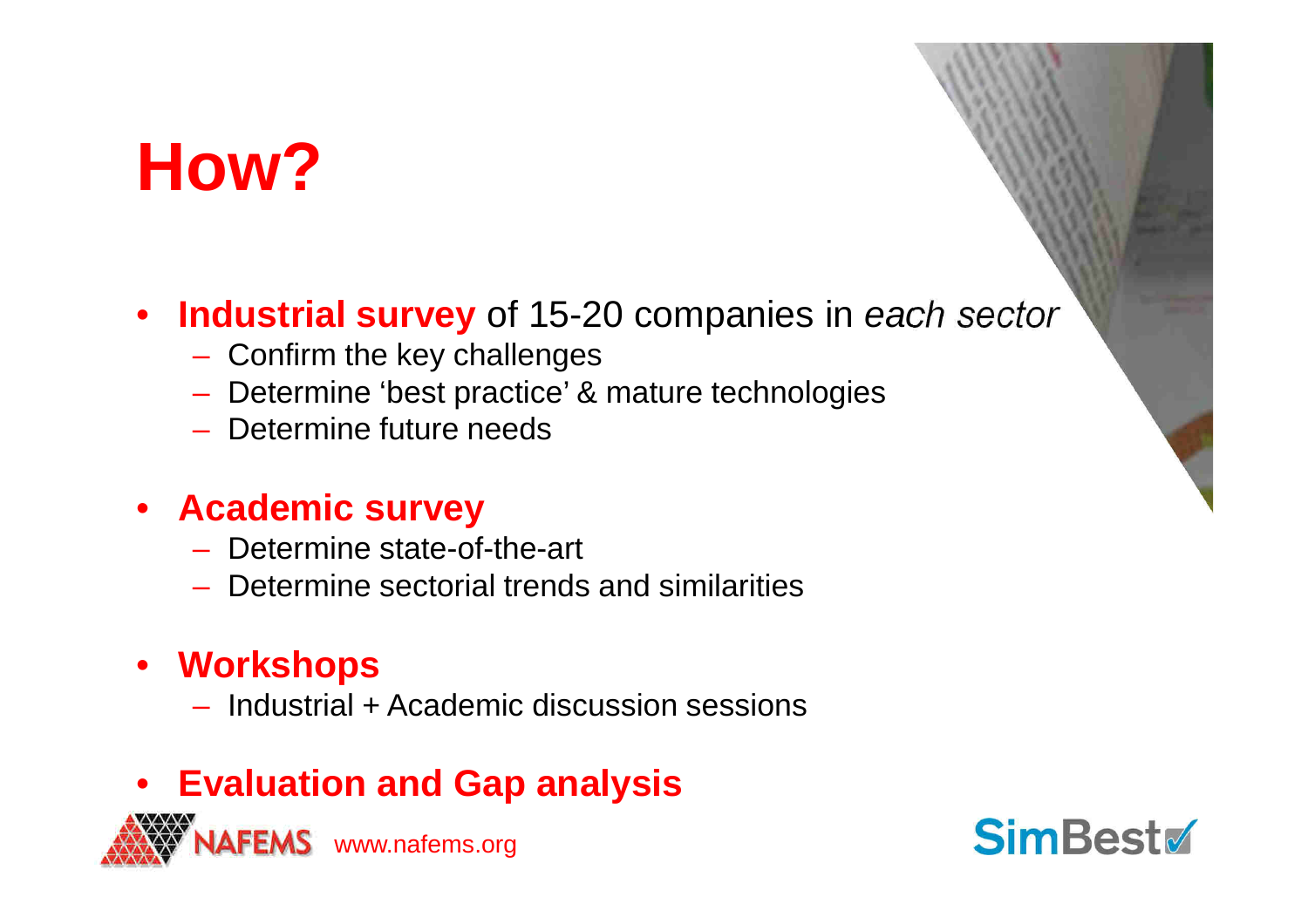# How?

- **Industrial survey** of 15-20 companies in *each sector*
  - Confirm the key challenges
  - Determine 'best practice' & mature technologies
  - Determine future needs

- **Academic survey**
  - Determine state-of-the-art
  - Determine sectorial trends and similarities

- **Workshops**
  - Industrial + Academic discussion sessions

- **Evaluation and Gap analysis**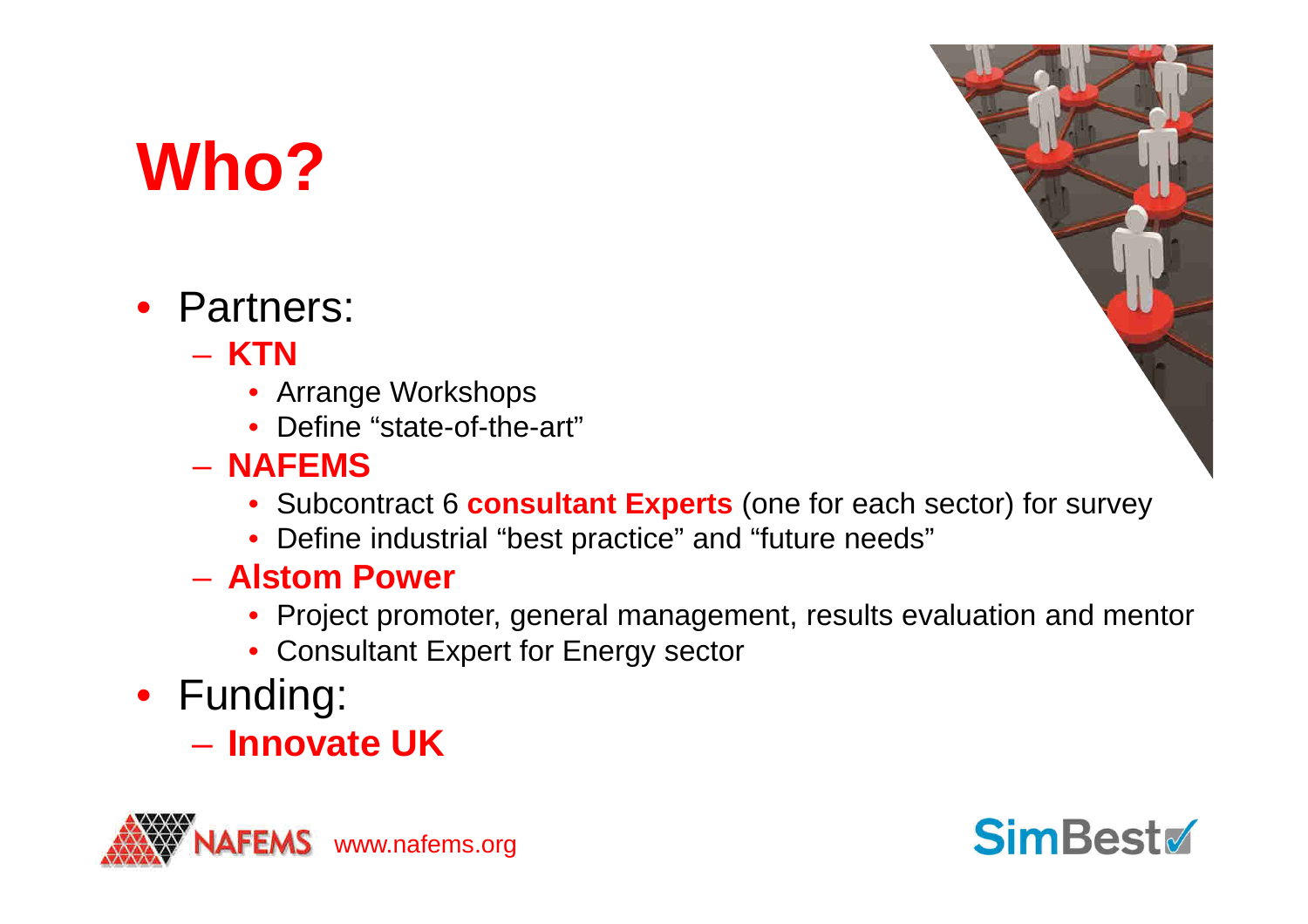# Who?

- Partners:
  - **KTN**
    - Arrange Workshops
    - Define “state-of-the-art”
  - **NAFEMS**
    - Subcontract 6 **consultant Experts** (one for each sector) for survey
    - Define industrial “best practice” and “future needs”
  - **Alstom Power**
    - Project promoter, general management, results evaluation and mentor
    - Consultant Expert for Energy sector
- Funding:
  - **Innovate UK**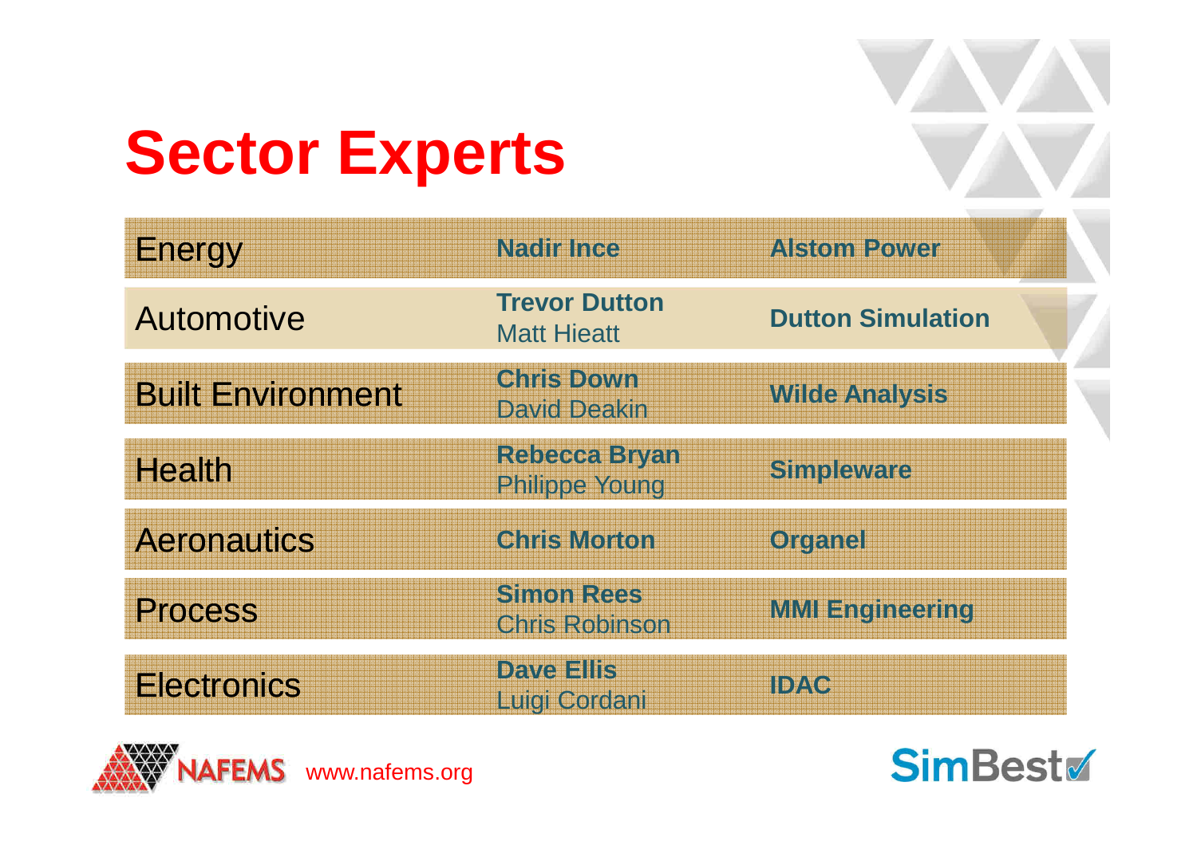# Sector Experts

| Sector | Experts | Organisation |
|---|---|---|
| Energy | **Nadir Ince** | **Alstom Power** |
| Automotive | **Trevor Dutton**<br>Matt Hieatt | **Dutton Simulation** |
| Built Environment | **Chris Down**<br>David Deakin | **Wilde Analysis** |
| Health | **Rebecca Bryan**<br>Philippe Young | **Simpleware** |
| Aeronautics | **Chris Morton** | **Organel** |
| Process | **Simon Rees**<br>Chris Robinson | **MMI Engineering** |
| Electronics | **Dave Ellis**<br>Luigi Cordani | **IDAC** |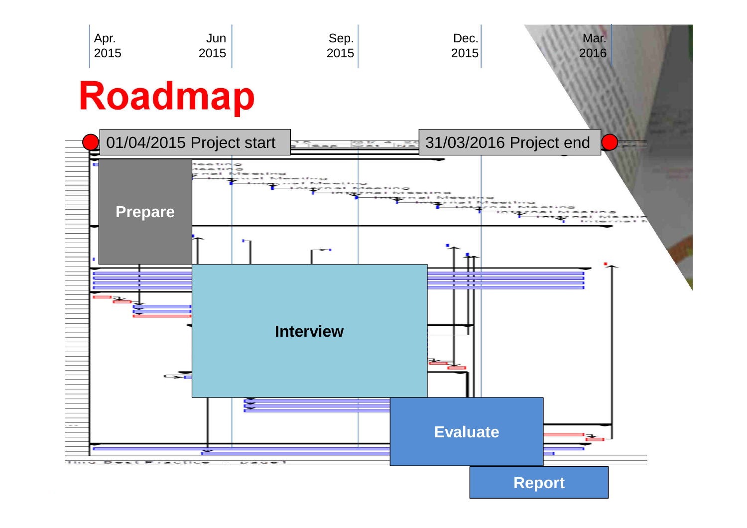Apr. 2015 | Jun 2015 | Sep. 2015 | Dec. 2015 | Mar. 2016

# Roadmap

01/04/2015 Project start

31/03/2016 Project end

**Prepare**

**Interview**

**Evaluate**

**Report**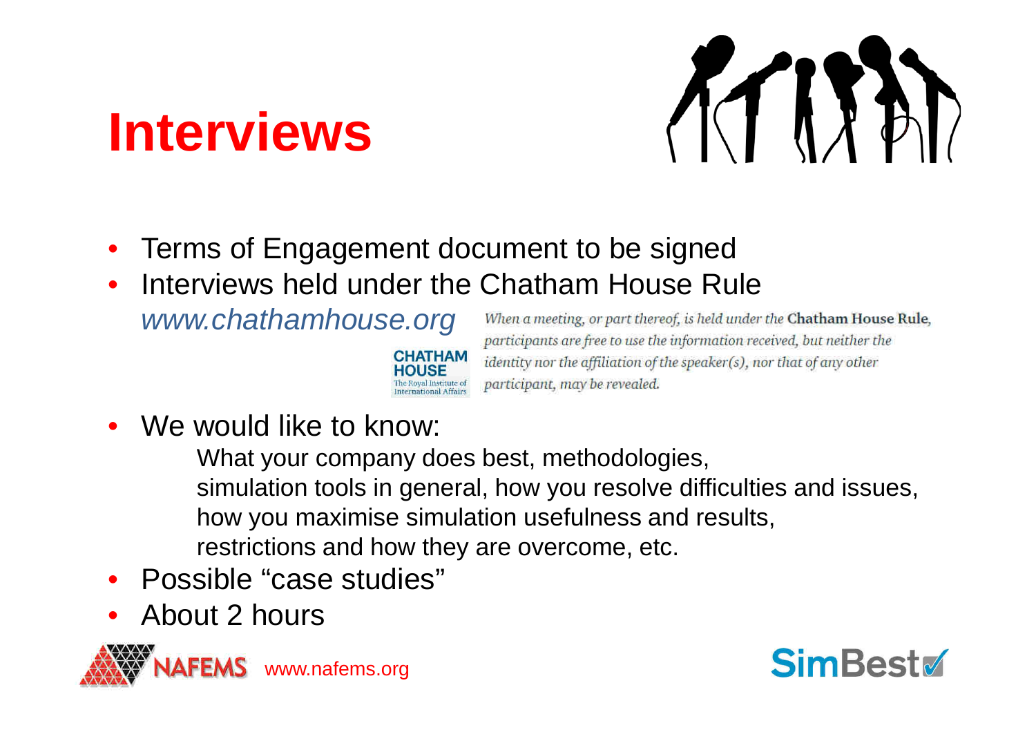# Interviews

- Terms of Engagement document to be signed
- Interviews held under the Chatham House Rule

  *www.chathamhouse.org*

  CHATHAM HOUSE
  The Royal Institute of International Affairs

  *When a meeting, or part thereof, is held under the* **Chatham House Rule**, *participants are free to use the information received, but neither the identity nor the affiliation of the speaker(s), nor that of any other participant, may be revealed.*

- We would like to know:

  What your company does best, methodologies,
  simulation tools in general, how you resolve difficulties and issues,
  how you maximise simulation usefulness and results,
  restrictions and how they are overcome, etc.

- Possible “case studies”
- About 2 hours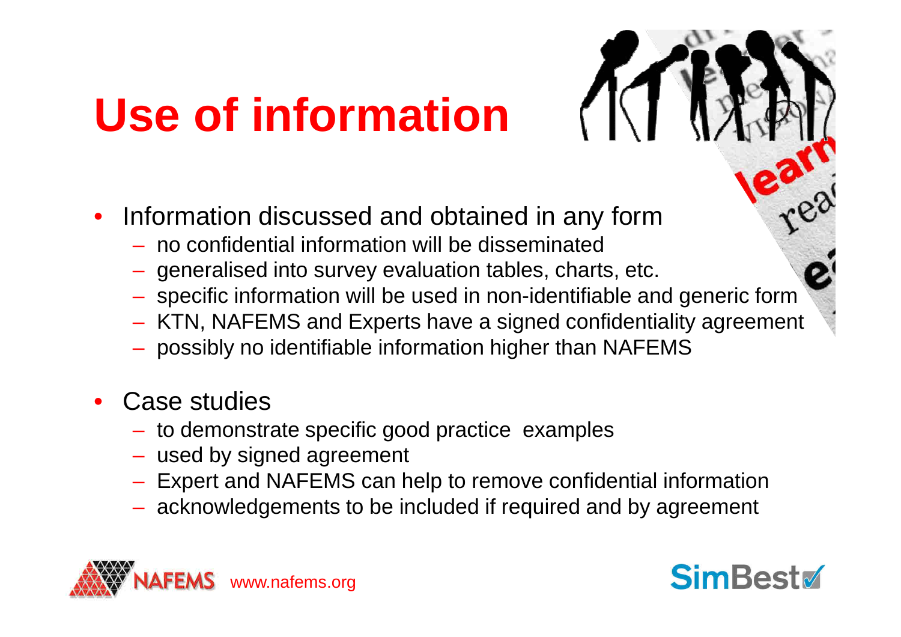# Use of information

- Information discussed and obtained in any form
  - no confidential information will be disseminated
  - generalised into survey evaluation tables, charts, etc.
  - specific information will be used in non-identifiable and generic form
  - KTN, NAFEMS and Experts have a signed confidentiality agreement
  - possibly no identifiable information higher than NAFEMS
- Case studies
  - to demonstrate specific good practice examples
  - used by signed agreement
  - Expert and NAFEMS can help to remove confidential information
  - acknowledgements to be included if required and by agreement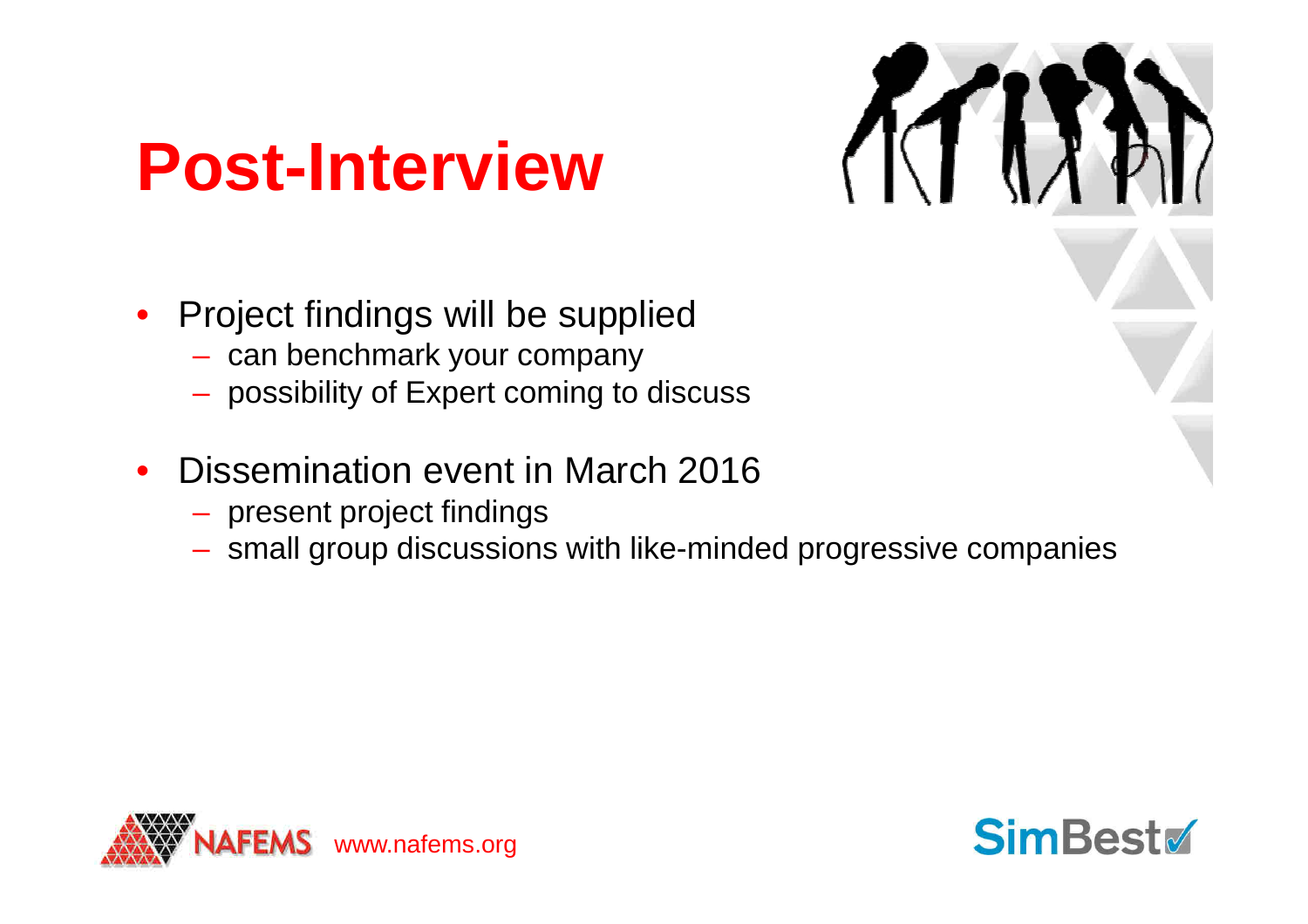# Post-Interview

- Project findings will be supplied
  - can benchmark your company
  - possibility of Expert coming to discuss
- Dissemination event in March 2016
  - present project findings
  - small group discussions with like-minded progressive companies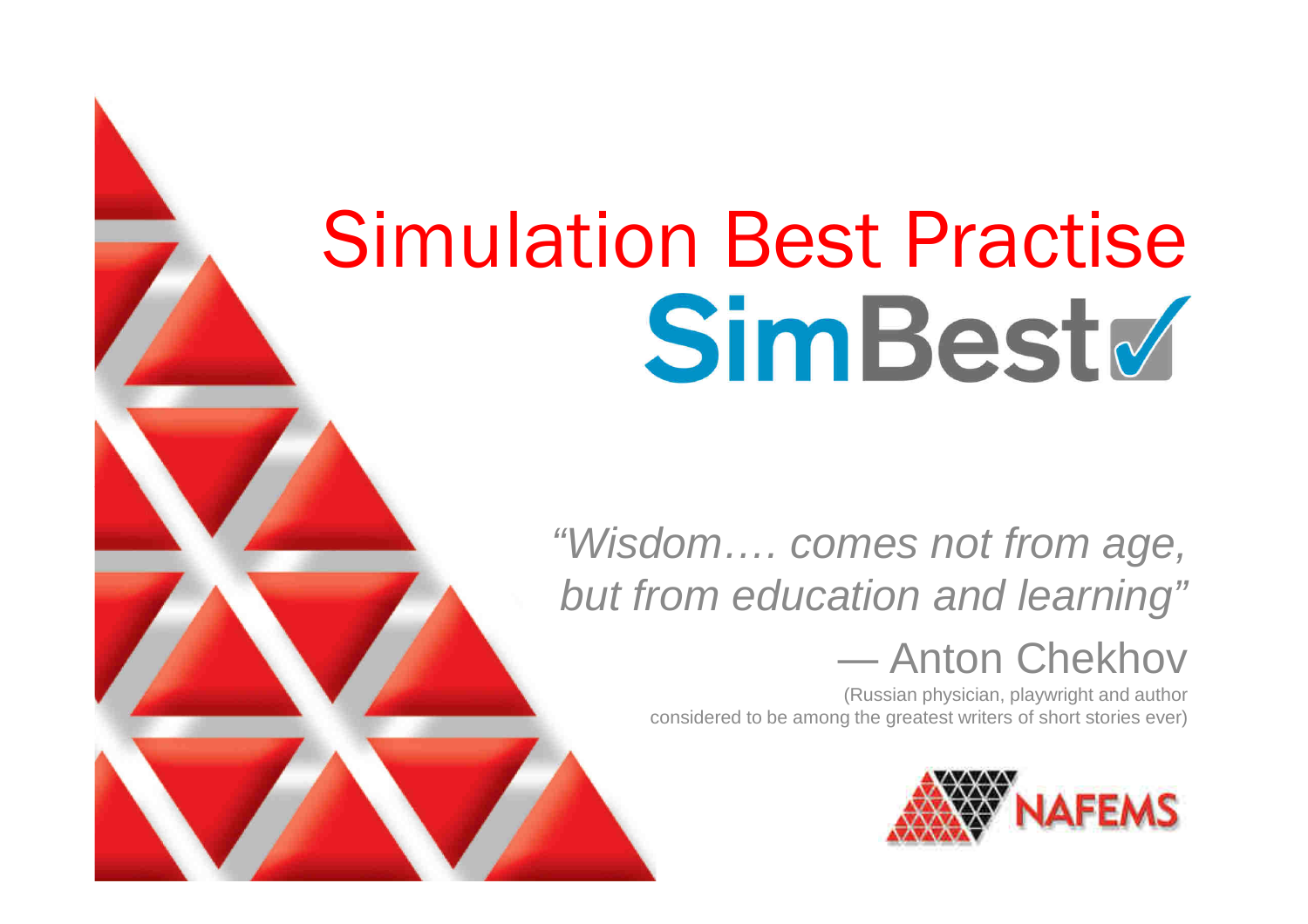# Simulation Best Practise

## SimBest

*"Wisdom…. comes not from age, but from education and learning"*

— Anton Chekhov

(Russian physician, playwright and author considered to be among the greatest writers of short stories ever)

NAFEMS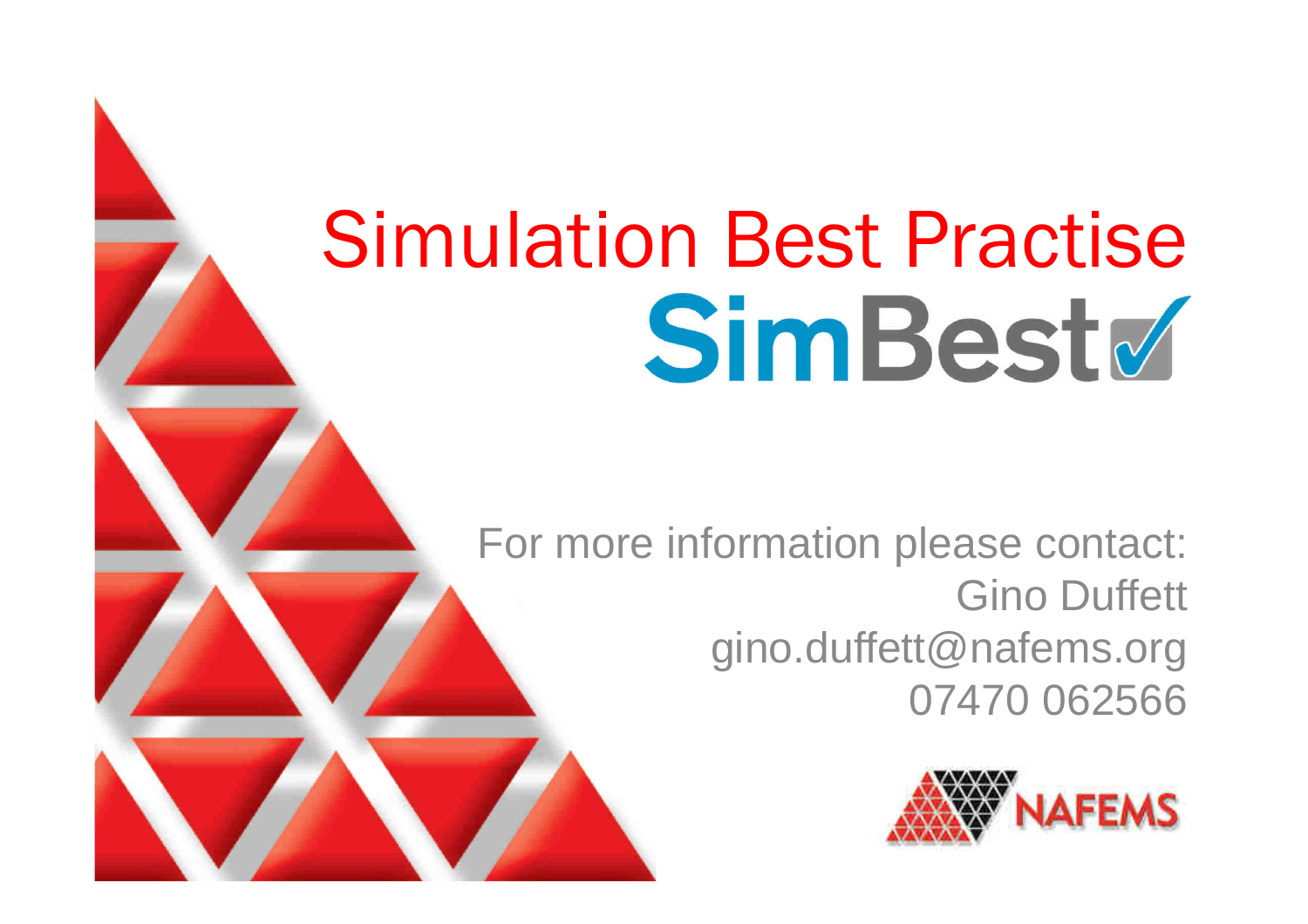# Simulation Best Practise

## SimBest

For more information please contact:
Gino Duffett
gino.duffett@nafems.org
07470 062566

NAFEMS